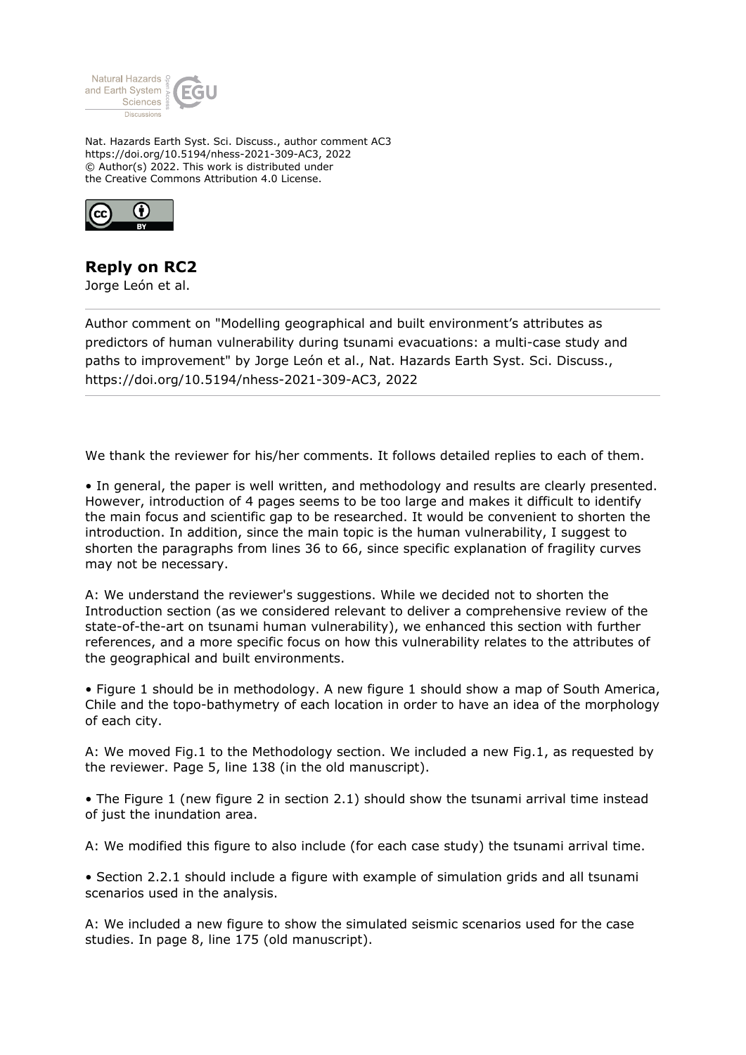Nat. Hazards Earth Syst. Sci. Discuss., author comment AC3
https://doi.org/10.5194/nhess-2021-309-AC3, 2022
© Author(s) 2022. This work is distributed under
the Creative Commons Attribution 4.0 License.

## Reply on RC2

Jorge León et al.

---

Author comment on "Modelling geographical and built environment's attributes as predictors of human vulnerability during tsunami evacuations: a multi-case study and paths to improvement" by Jorge León et al., Nat. Hazards Earth Syst. Sci. Discuss., https://doi.org/10.5194/nhess-2021-309-AC3, 2022

---

We thank the reviewer for his/her comments. It follows detailed replies to each of them.

• In general, the paper is well written, and methodology and results are clearly presented. However, introduction of 4 pages seems to be too large and makes it difficult to identify the main focus and scientific gap to be researched. It would be convenient to shorten the introduction. In addition, since the main topic is the human vulnerability, I suggest to shorten the paragraphs from lines 36 to 66, since specific explanation of fragility curves may not be necessary.

A: We understand the reviewer's suggestions. While we decided not to shorten the Introduction section (as we considered relevant to deliver a comprehensive review of the state-of-the-art on tsunami human vulnerability), we enhanced this section with further references, and a more specific focus on how this vulnerability relates to the attributes of the geographical and built environments.

• Figure 1 should be in methodology. A new figure 1 should show a map of South America, Chile and the topo-bathymetry of each location in order to have an idea of the morphology of each city.

A: We moved Fig.1 to the Methodology section. We included a new Fig.1, as requested by the reviewer. Page 5, line 138 (in the old manuscript).

• The Figure 1 (new figure 2 in section 2.1) should show the tsunami arrival time instead of just the inundation area.

A: We modified this figure to also include (for each case study) the tsunami arrival time.

• Section 2.2.1 should include a figure with example of simulation grids and all tsunami scenarios used in the analysis.

A: We included a new figure to show the simulated seismic scenarios used for the case studies. In page 8, line 175 (old manuscript).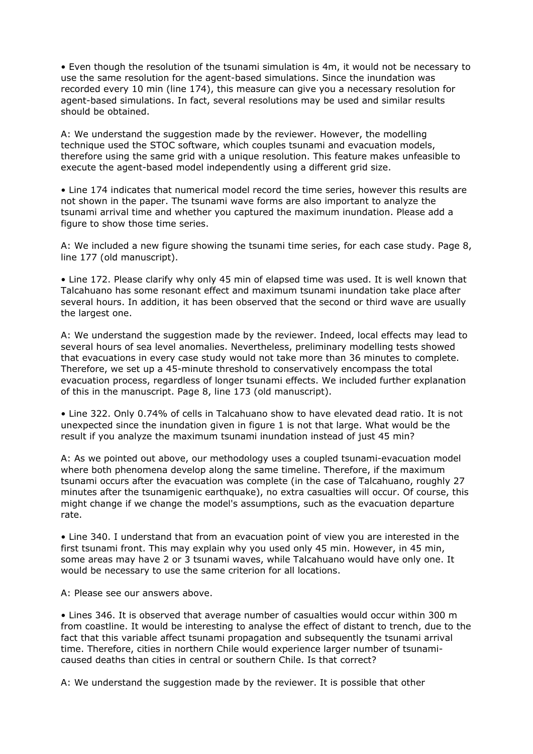- Even though the resolution of the tsunami simulation is 4m, it would not be necessary to use the same resolution for the agent-based simulations. Since the inundation was recorded every 10 min (line 174), this measure can give you a necessary resolution for agent-based simulations. In fact, several resolutions may be used and similar results should be obtained.

A: We understand the suggestion made by the reviewer. However, the modelling technique used the STOC software, which couples tsunami and evacuation models, therefore using the same grid with a unique resolution. This feature makes unfeasible to execute the agent-based model independently using a different grid size.

- Line 174 indicates that numerical model record the time series, however this results are not shown in the paper. The tsunami wave forms are also important to analyze the tsunami arrival time and whether you captured the maximum inundation. Please add a figure to show those time series.

A: We included a new figure showing the tsunami time series, for each case study. Page 8, line 177 (old manuscript).

- Line 172. Please clarify why only 45 min of elapsed time was used. It is well known that Talcahuano has some resonant effect and maximum tsunami inundation take place after several hours. In addition, it has been observed that the second or third wave are usually the largest one.

A: We understand the suggestion made by the reviewer. Indeed, local effects may lead to several hours of sea level anomalies. Nevertheless, preliminary modelling tests showed that evacuations in every case study would not take more than 36 minutes to complete. Therefore, we set up a 45-minute threshold to conservatively encompass the total evacuation process, regardless of longer tsunami effects. We included further explanation of this in the manuscript. Page 8, line 173 (old manuscript).

- Line 322. Only 0.74% of cells in Talcahuano show to have elevated dead ratio. It is not unexpected since the inundation given in figure 1 is not that large. What would be the result if you analyze the maximum tsunami inundation instead of just 45 min?

A: As we pointed out above, our methodology uses a coupled tsunami-evacuation model where both phenomena develop along the same timeline. Therefore, if the maximum tsunami occurs after the evacuation was complete (in the case of Talcahuano, roughly 27 minutes after the tsunamigenic earthquake), no extra casualties will occur. Of course, this might change if we change the model's assumptions, such as the evacuation departure rate.

- Line 340. I understand that from an evacuation point of view you are interested in the first tsunami front. This may explain why you used only 45 min. However, in 45 min, some areas may have 2 or 3 tsunami waves, while Talcahuano would have only one. It would be necessary to use the same criterion for all locations.

A: Please see our answers above.

- Lines 346. It is observed that average number of casualties would occur within 300 m from coastline. It would be interesting to analyse the effect of distant to trench, due to the fact that this variable affect tsunami propagation and subsequently the tsunami arrival time. Therefore, cities in northern Chile would experience larger number of tsunami-caused deaths than cities in central or southern Chile. Is that correct?

A: We understand the suggestion made by the reviewer. It is possible that other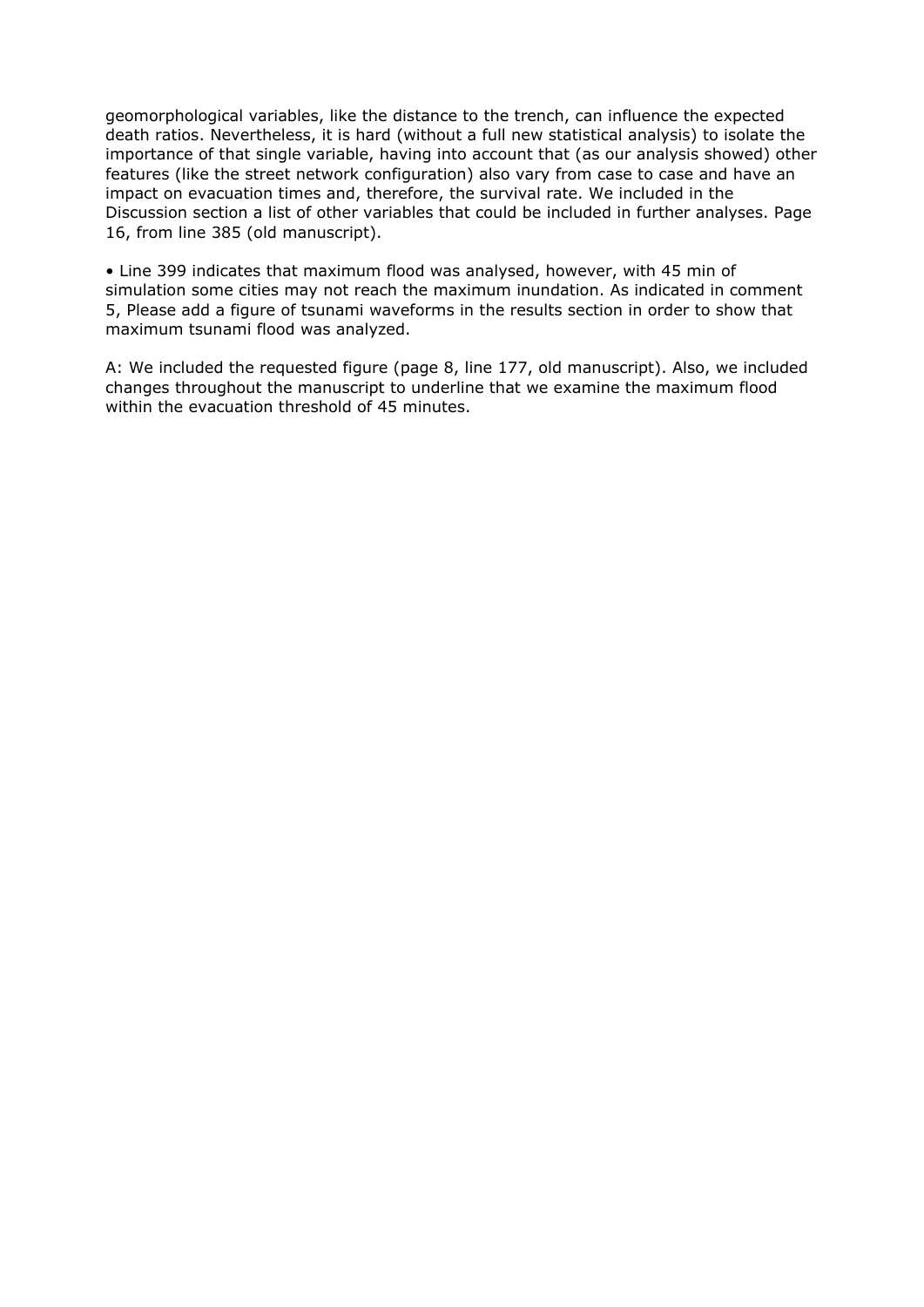geomorphological variables, like the distance to the trench, can influence the expected death ratios. Nevertheless, it is hard (without a full new statistical analysis) to isolate the importance of that single variable, having into account that (as our analysis showed) other features (like the street network configuration) also vary from case to case and have an impact on evacuation times and, therefore, the survival rate. We included in the Discussion section a list of other variables that could be included in further analyses. Page 16, from line 385 (old manuscript).

• Line 399 indicates that maximum flood was analysed, however, with 45 min of simulation some cities may not reach the maximum inundation. As indicated in comment 5, Please add a figure of tsunami waveforms in the results section in order to show that maximum tsunami flood was analyzed.

A: We included the requested figure (page 8, line 177, old manuscript). Also, we included changes throughout the manuscript to underline that we examine the maximum flood within the evacuation threshold of 45 minutes.